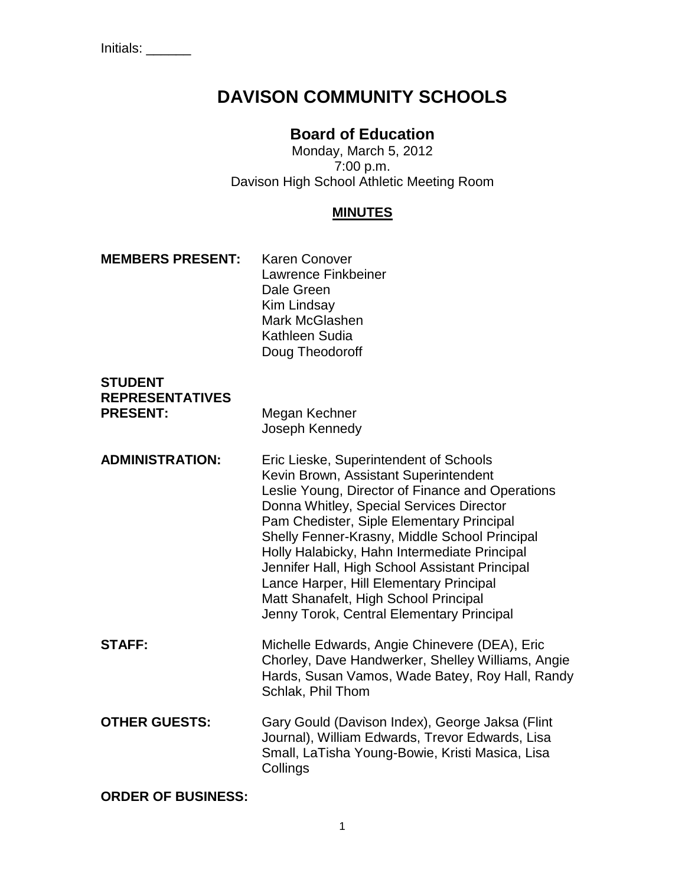Initials: ______

# DAVISON COMMUNITY SCHOOLS

## Board of Education

Monday, March 5, 2012
7:00 p.m.
Davison High School Athletic Meeting Room

**MINUTES**

**MEMBERS PRESENT:**
Karen Conover
Lawrence Finkbeiner
Dale Green
Kim Lindsay
Mark McGlashen
Kathleen Sudia
Doug Theodoroff

**STUDENT REPRESENTATIVES PRESENT:**
Megan Kechner
Joseph Kennedy

**ADMINISTRATION:**
Eric Lieske, Superintendent of Schools
Kevin Brown, Assistant Superintendent
Leslie Young, Director of Finance and Operations
Donna Whitley, Special Services Director
Pam Chedister, Siple Elementary Principal
Shelly Fenner-Krasny, Middle School Principal
Holly Halabicky, Hahn Intermediate Principal
Jennifer Hall, High School Assistant Principal
Lance Harper, Hill Elementary Principal
Matt Shanafelt, High School Principal
Jenny Torok, Central Elementary Principal

**STAFF:**
Michelle Edwards, Angie Chinevere (DEA), Eric Chorley, Dave Handwerker, Shelley Williams, Angie Hards, Susan Vamos, Wade Batey, Roy Hall, Randy Schlak, Phil Thom

**OTHER GUESTS:**
Gary Gould (Davison Index), George Jaksa (Flint Journal), William Edwards, Trevor Edwards, Lisa Small, LaTisha Young-Bowie, Kristi Masica, Lisa Collings

**ORDER OF BUSINESS:**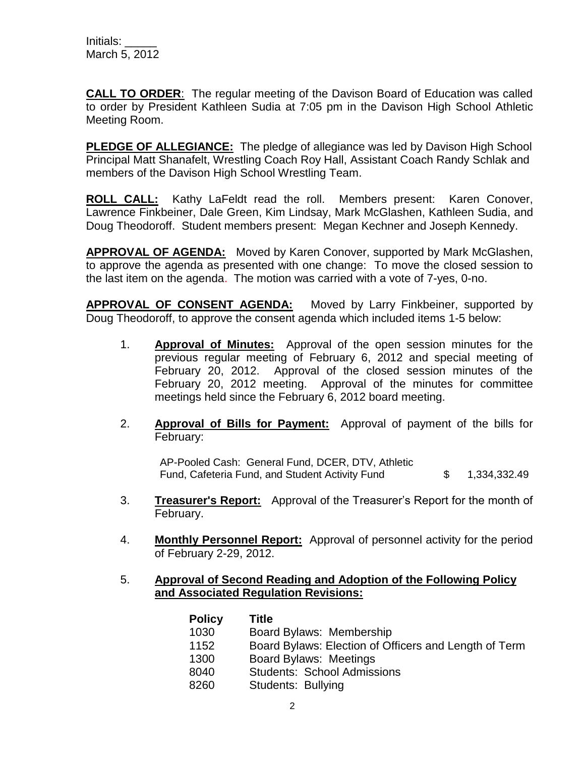Initials: _____
March 5, 2012

**CALL TO ORDER**: The regular meeting of the Davison Board of Education was called to order by President Kathleen Sudia at 7:05 pm in the Davison High School Athletic Meeting Room.

**PLEDGE OF ALLEGIANCE:** The pledge of allegiance was led by Davison High School Principal Matt Shanafelt, Wrestling Coach Roy Hall, Assistant Coach Randy Schlak and members of the Davison High School Wrestling Team.

**ROLL CALL:** Kathy LaFeldt read the roll. Members present: Karen Conover, Lawrence Finkbeiner, Dale Green, Kim Lindsay, Mark McGlashen, Kathleen Sudia, and Doug Theodoroff. Student members present: Megan Kechner and Joseph Kennedy.

**APPROVAL OF AGENDA:** Moved by Karen Conover, supported by Mark McGlashen, to approve the agenda as presented with one change: To move the closed session to the last item on the agenda. The motion was carried with a vote of 7-yes, 0-no.

**APPROVAL OF CONSENT AGENDA:** Moved by Larry Finkbeiner, supported by Doug Theodoroff, to approve the consent agenda which included items 1-5 below:

1. **Approval of Minutes:** Approval of the open session minutes for the previous regular meeting of February 6, 2012 and special meeting of February 20, 2012. Approval of the closed session minutes of the February 20, 2012 meeting. Approval of the minutes for committee meetings held since the February 6, 2012 board meeting.

2. **Approval of Bills for Payment:** Approval of payment of the bills for February:

   AP-Pooled Cash: General Fund, DCER, DTV, Athletic Fund, Cafeteria Fund, and Student Activity Fund $ 1,334,332.49

3. **Treasurer's Report:** Approval of the Treasurer's Report for the month of February.

4. **Monthly Personnel Report:** Approval of personnel activity for the period of February 2-29, 2012.

5. **Approval of Second Reading and Adoption of the Following Policy and Associated Regulation Revisions:**

| Policy | Title |
|---|---|
| 1030 | Board Bylaws: Membership |
| 1152 | Board Bylaws: Election of Officers and Length of Term |
| 1300 | Board Bylaws: Meetings |
| 8040 | Students: School Admissions |
| 8260 | Students: Bullying |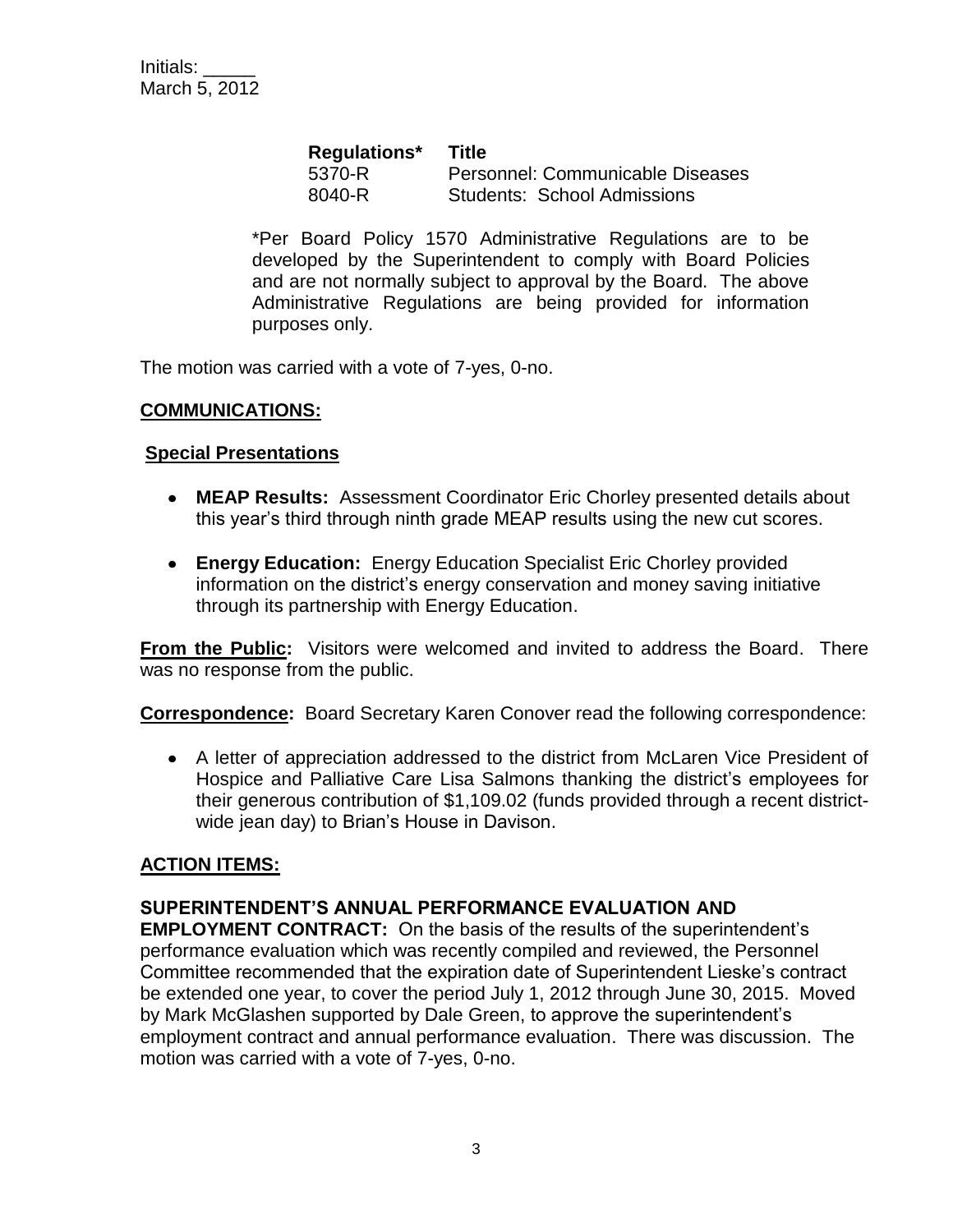Initials: _____
March 5, 2012

| Regulations* | Title |
|---|---|
| 5370-R | Personnel: Communicable Diseases |
| 8040-R | Students: School Admissions |

*Per Board Policy 1570 Administrative Regulations are to be developed by the Superintendent to comply with Board Policies and are not normally subject to approval by the Board. The above Administrative Regulations are being provided for information purposes only.

The motion was carried with a vote of 7-yes, 0-no.

## COMMUNICATIONS:

### Special Presentations

- **MEAP Results:** Assessment Coordinator Eric Chorley presented details about this year's third through ninth grade MEAP results using the new cut scores.
- **Energy Education:** Energy Education Specialist Eric Chorley provided information on the district's energy conservation and money saving initiative through its partnership with Energy Education.

**From the Public:** Visitors were welcomed and invited to address the Board. There was no response from the public.

**Correspondence:** Board Secretary Karen Conover read the following correspondence:

- A letter of appreciation addressed to the district from McLaren Vice President of Hospice and Palliative Care Lisa Salmons thanking the district's employees for their generous contribution of $1,109.02 (funds provided through a recent district-wide jean day) to Brian's House in Davison.

## ACTION ITEMS:

**SUPERINTENDENT'S ANNUAL PERFORMANCE EVALUATION AND EMPLOYMENT CONTRACT:** On the basis of the results of the superintendent's performance evaluation which was recently compiled and reviewed, the Personnel Committee recommended that the expiration date of Superintendent Lieske's contract be extended one year, to cover the period July 1, 2012 through June 30, 2015. Moved by Mark McGlashen supported by Dale Green, to approve the superintendent's employment contract and annual performance evaluation. There was discussion. The motion was carried with a vote of 7-yes, 0-no.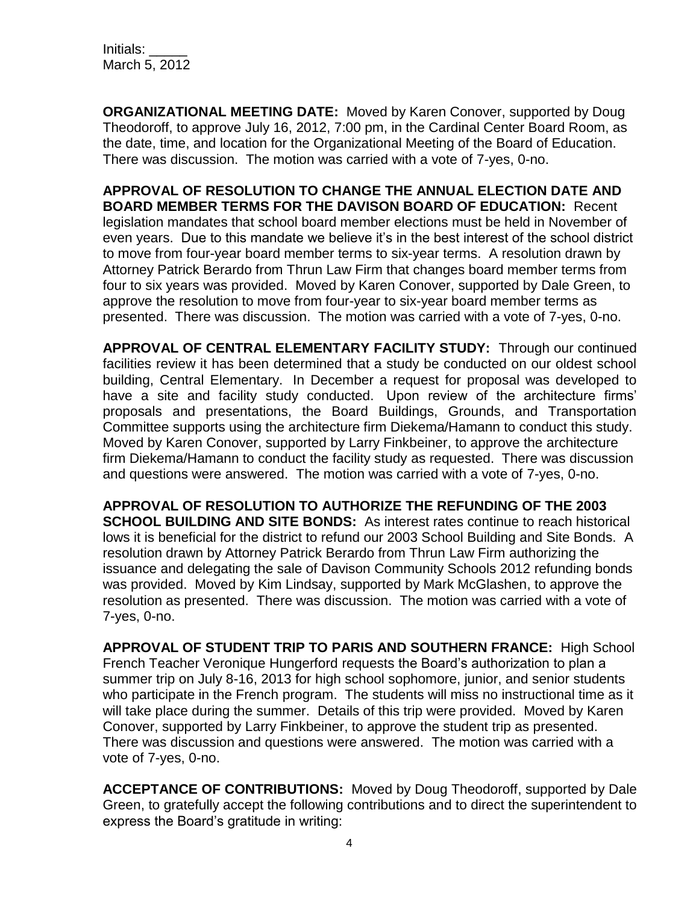**ORGANIZATIONAL MEETING DATE:** Moved by Karen Conover, supported by Doug Theodoroff, to approve July 16, 2012, 7:00 pm, in the Cardinal Center Board Room, as the date, time, and location for the Organizational Meeting of the Board of Education. There was discussion. The motion was carried with a vote of 7-yes, 0-no.

**APPROVAL OF RESOLUTION TO CHANGE THE ANNUAL ELECTION DATE AND BOARD MEMBER TERMS FOR THE DAVISON BOARD OF EDUCATION:** Recent legislation mandates that school board member elections must be held in November of even years. Due to this mandate we believe it's in the best interest of the school district to move from four-year board member terms to six-year terms. A resolution drawn by Attorney Patrick Berardo from Thrun Law Firm that changes board member terms from four to six years was provided. Moved by Karen Conover, supported by Dale Green, to approve the resolution to move from four-year to six-year board member terms as presented. There was discussion. The motion was carried with a vote of 7-yes, 0-no.

**APPROVAL OF CENTRAL ELEMENTARY FACILITY STUDY:** Through our continued facilities review it has been determined that a study be conducted on our oldest school building, Central Elementary. In December a request for proposal was developed to have a site and facility study conducted. Upon review of the architecture firms' proposals and presentations, the Board Buildings, Grounds, and Transportation Committee supports using the architecture firm Diekema/Hamann to conduct this study. Moved by Karen Conover, supported by Larry Finkbeiner, to approve the architecture firm Diekema/Hamann to conduct the facility study as requested. There was discussion and questions were answered. The motion was carried with a vote of 7-yes, 0-no.

**APPROVAL OF RESOLUTION TO AUTHORIZE THE REFUNDING OF THE 2003 SCHOOL BUILDING AND SITE BONDS:** As interest rates continue to reach historical lows it is beneficial for the district to refund our 2003 School Building and Site Bonds. A resolution drawn by Attorney Patrick Berardo from Thrun Law Firm authorizing the issuance and delegating the sale of Davison Community Schools 2012 refunding bonds was provided. Moved by Kim Lindsay, supported by Mark McGlashen, to approve the resolution as presented. There was discussion. The motion was carried with a vote of 7-yes, 0-no.

**APPROVAL OF STUDENT TRIP TO PARIS AND SOUTHERN FRANCE:** High School French Teacher Veronique Hungerford requests the Board's authorization to plan a summer trip on July 8-16, 2013 for high school sophomore, junior, and senior students who participate in the French program. The students will miss no instructional time as it will take place during the summer. Details of this trip were provided. Moved by Karen Conover, supported by Larry Finkbeiner, to approve the student trip as presented. There was discussion and questions were answered. The motion was carried with a vote of 7-yes, 0-no.

**ACCEPTANCE OF CONTRIBUTIONS:** Moved by Doug Theodoroff, supported by Dale Green, to gratefully accept the following contributions and to direct the superintendent to express the Board's gratitude in writing: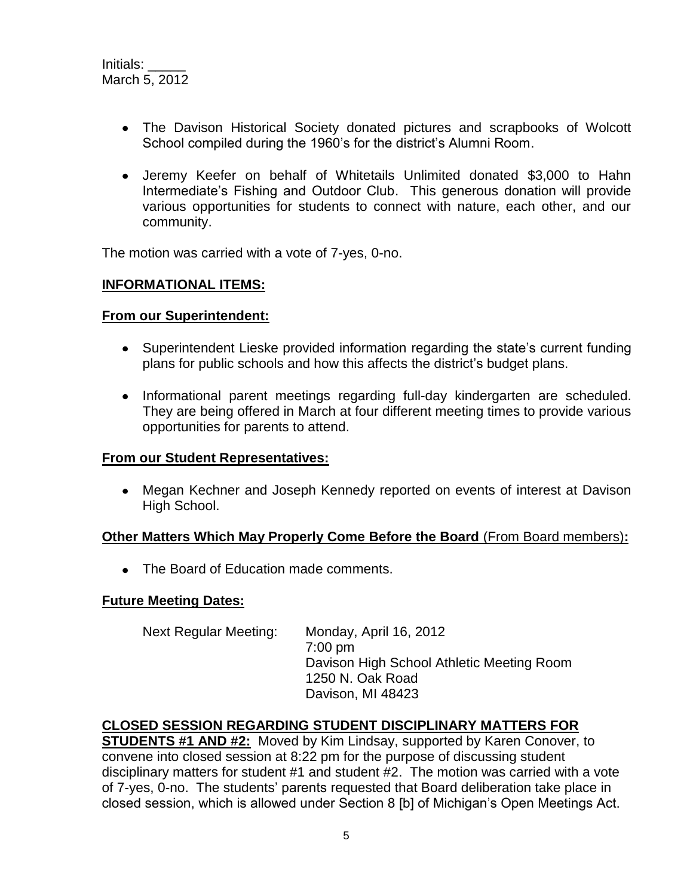Initials: _____
March 5, 2012

- The Davison Historical Society donated pictures and scrapbooks of Wolcott School compiled during the 1960's for the district's Alumni Room.

- Jeremy Keefer on behalf of Whitetails Unlimited donated $3,000 to Hahn Intermediate's Fishing and Outdoor Club. This generous donation will provide various opportunities for students to connect with nature, each other, and our community.

The motion was carried with a vote of 7-yes, 0-no.

**INFORMATIONAL ITEMS:**

**From our Superintendent:**

- Superintendent Lieske provided information regarding the state's current funding plans for public schools and how this affects the district's budget plans.

- Informational parent meetings regarding full-day kindergarten are scheduled. They are being offered in March at four different meeting times to provide various opportunities for parents to attend.

**From our Student Representatives:**

- Megan Kechner and Joseph Kennedy reported on events of interest at Davison High School.

**Other Matters Which May Properly Come Before the Board** (From Board members)**:**

- The Board of Education made comments.

**Future Meeting Dates:**

Next Regular Meeting: Monday, April 16, 2012
7:00 pm
Davison High School Athletic Meeting Room
1250 N. Oak Road
Davison, MI 48423

**CLOSED SESSION REGARDING STUDENT DISCIPLINARY MATTERS FOR STUDENTS #1 AND #2:** Moved by Kim Lindsay, supported by Karen Conover, to convene into closed session at 8:22 pm for the purpose of discussing student disciplinary matters for student #1 and student #2. The motion was carried with a vote of 7-yes, 0-no. The students' parents requested that Board deliberation take place in closed session, which is allowed under Section 8 [b] of Michigan's Open Meetings Act.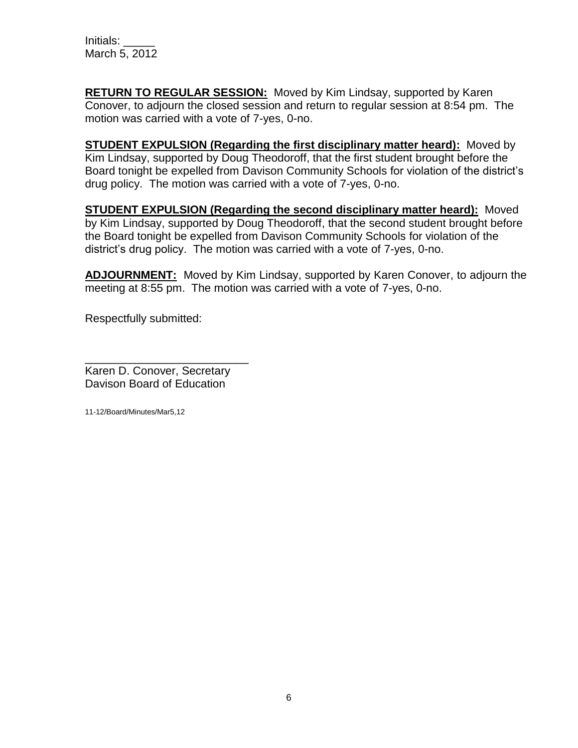Initials: _____
March 5, 2012

**RETURN TO REGULAR SESSION:** Moved by Kim Lindsay, supported by Karen Conover, to adjourn the closed session and return to regular session at 8:54 pm. The motion was carried with a vote of 7-yes, 0-no.

**STUDENT EXPULSION (Regarding the first disciplinary matter heard):** Moved by Kim Lindsay, supported by Doug Theodoroff, that the first student brought before the Board tonight be expelled from Davison Community Schools for violation of the district's drug policy. The motion was carried with a vote of 7-yes, 0-no.

**STUDENT EXPULSION (Regarding the second disciplinary matter heard):** Moved by Kim Lindsay, supported by Doug Theodoroff, that the second student brought before the Board tonight be expelled from Davison Community Schools for violation of the district's drug policy. The motion was carried with a vote of 7-yes, 0-no.

**ADJOURNMENT:** Moved by Kim Lindsay, supported by Karen Conover, to adjourn the meeting at 8:55 pm. The motion was carried with a vote of 7-yes, 0-no.

Respectfully submitted:

_________________________
Karen D. Conover, Secretary
Davison Board of Education

11-12/Board/Minutes/Mar5,12